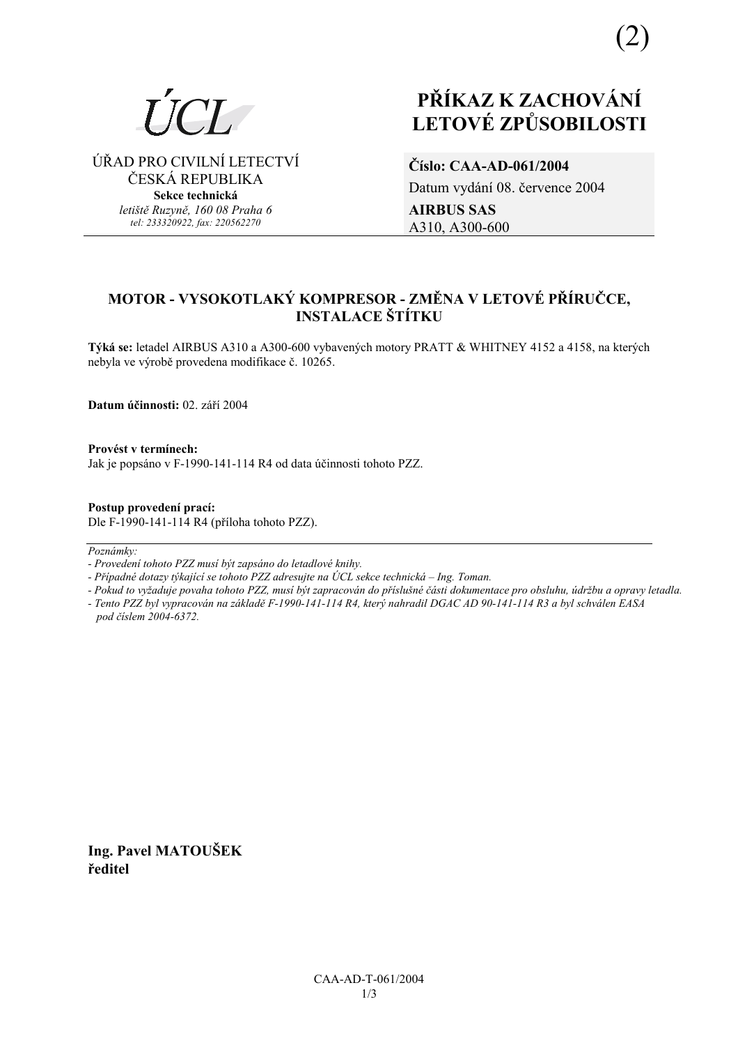(2)

ÚCL

ÚŘAD PRO CIVILNÍ LETECTVÍ
ČESKÁ REPUBLIKA
**Sekce technická**
*letiště Ruzyně, 160 08 Praha 6*
*tel: 233320922, fax: 220562270*

# PŘÍKAZ K ZACHOVÁNÍ LETOVÉ ZPŮSOBILOSTI

**Číslo: CAA-AD-061/2004**
Datum vydání 08. července 2004
**AIRBUS SAS**
A310, A300-600

## MOTOR - VYSOKOTLAKÝ KOMPRESOR - ZMĚNA V LETOVÉ PŘÍRUČCE, INSTALACE ŠTÍTKU

**Týká se:** letadel AIRBUS A310 a A300-600 vybavených motory PRATT & WHITNEY 4152 a 4158, na kterých nebyla ve výrobě provedena modifikace č. 10265.

**Datum účinnosti:** 02. září 2004

**Provést v termínech:**
Jak je popsáno v F-1990-141-114 R4 od data účinnosti tohoto PZZ.

**Postup provedení prací:**
Dle F-1990-141-114 R4 (příloha tohoto PZZ).

---

*Poznámky:*
*- Provedení tohoto PZZ musí být zapsáno do letadlové knihy.*
*- Případné dotazy týkající se tohoto PZZ adresujte na ÚCL sekce technická – Ing. Toman.*
*- Pokud to vyžaduje povaha tohoto PZZ, musí být zapracován do příslušné části dokumentace pro obsluhu, údržbu a opravy letadla.*
*- Tento PZZ byl vypracován na základě F-1990-141-114 R4, který nahradil DGAC AD 90-141-114 R3 a byl schválen EASA pod číslem 2004-6372.*

**Ing. Pavel MATOUŠEK**
**ředitel**

CAA-AD-T-061/2004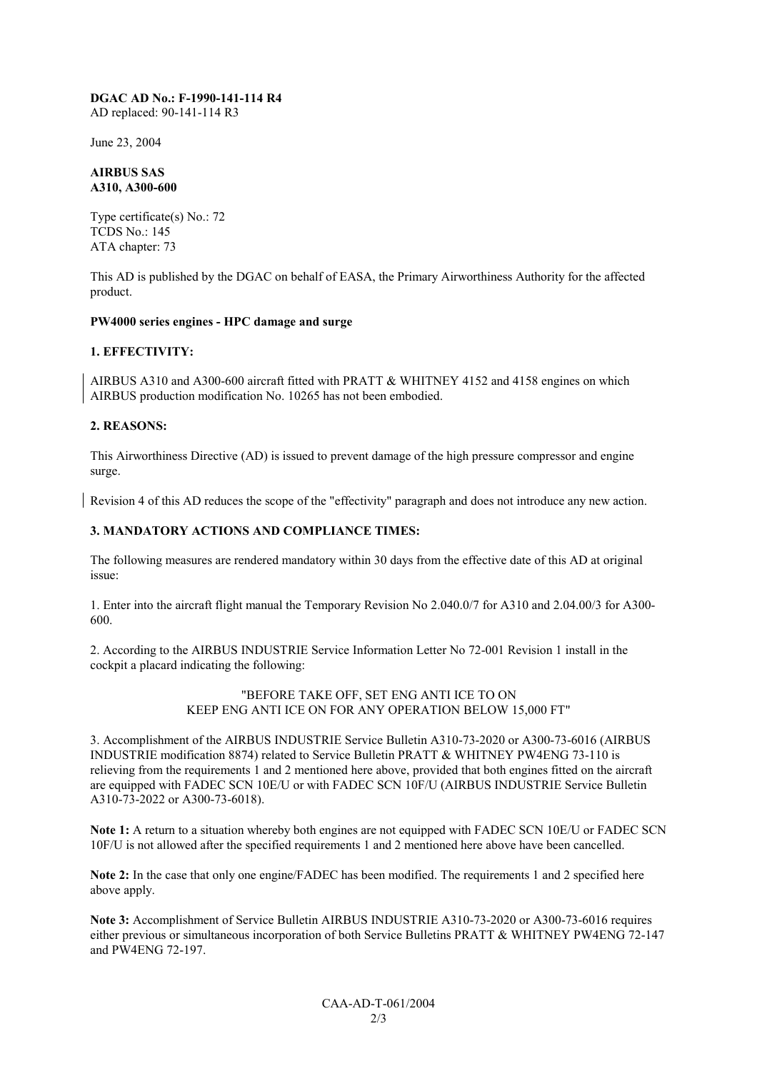**DGAC AD No.: F-1990-141-114 R4**
AD replaced: 90-141-114 R3

June 23, 2004

**AIRBUS SAS**
**A310, A300-600**

Type certificate(s) No.: 72
TCDS No.: 145
ATA chapter: 73

This AD is published by the DGAC on behalf of EASA, the Primary Airworthiness Authority for the affected product.

**PW4000 series engines - HPC damage and surge**

### 1. EFFECTIVITY:

AIRBUS A310 and A300-600 aircraft fitted with PRATT & WHITNEY 4152 and 4158 engines on which AIRBUS production modification No. 10265 has not been embodied.

### 2. REASONS:

This Airworthiness Directive (AD) is issued to prevent damage of the high pressure compressor and engine surge.

Revision 4 of this AD reduces the scope of the "effectivity" paragraph and does not introduce any new action.

### 3. MANDATORY ACTIONS AND COMPLIANCE TIMES:

The following measures are rendered mandatory within 30 days from the effective date of this AD at original issue:

1. Enter into the aircraft flight manual the Temporary Revision No 2.040.0/7 for A310 and 2.04.00/3 for A300-600.

2. According to the AIRBUS INDUSTRIE Service Information Letter No 72-001 Revision 1 install in the cockpit a placard indicating the following:

"BEFORE TAKE OFF, SET ENG ANTI ICE TO ON
KEEP ENG ANTI ICE ON FOR ANY OPERATION BELOW 15,000 FT"

3. Accomplishment of the AIRBUS INDUSTRIE Service Bulletin A310-73-2020 or A300-73-6016 (AIRBUS INDUSTRIE modification 8874) related to Service Bulletin PRATT & WHITNEY PW4ENG 73-110 is relieving from the requirements 1 and 2 mentioned here above, provided that both engines fitted on the aircraft are equipped with FADEC SCN 10E/U or with FADEC SCN 10F/U (AIRBUS INDUSTRIE Service Bulletin A310-73-2022 or A300-73-6018).

**Note 1:** A return to a situation whereby both engines are not equipped with FADEC SCN 10E/U or FADEC SCN 10F/U is not allowed after the specified requirements 1 and 2 mentioned here above have been cancelled.

**Note 2:** In the case that only one engine/FADEC has been modified. The requirements 1 and 2 specified here above apply.

**Note 3:** Accomplishment of Service Bulletin AIRBUS INDUSTRIE A310-73-2020 or A300-73-6016 requires either previous or simultaneous incorporation of both Service Bulletins PRATT & WHITNEY PW4ENG 72-147 and PW4ENG 72-197.

CAA-AD-T-061/2004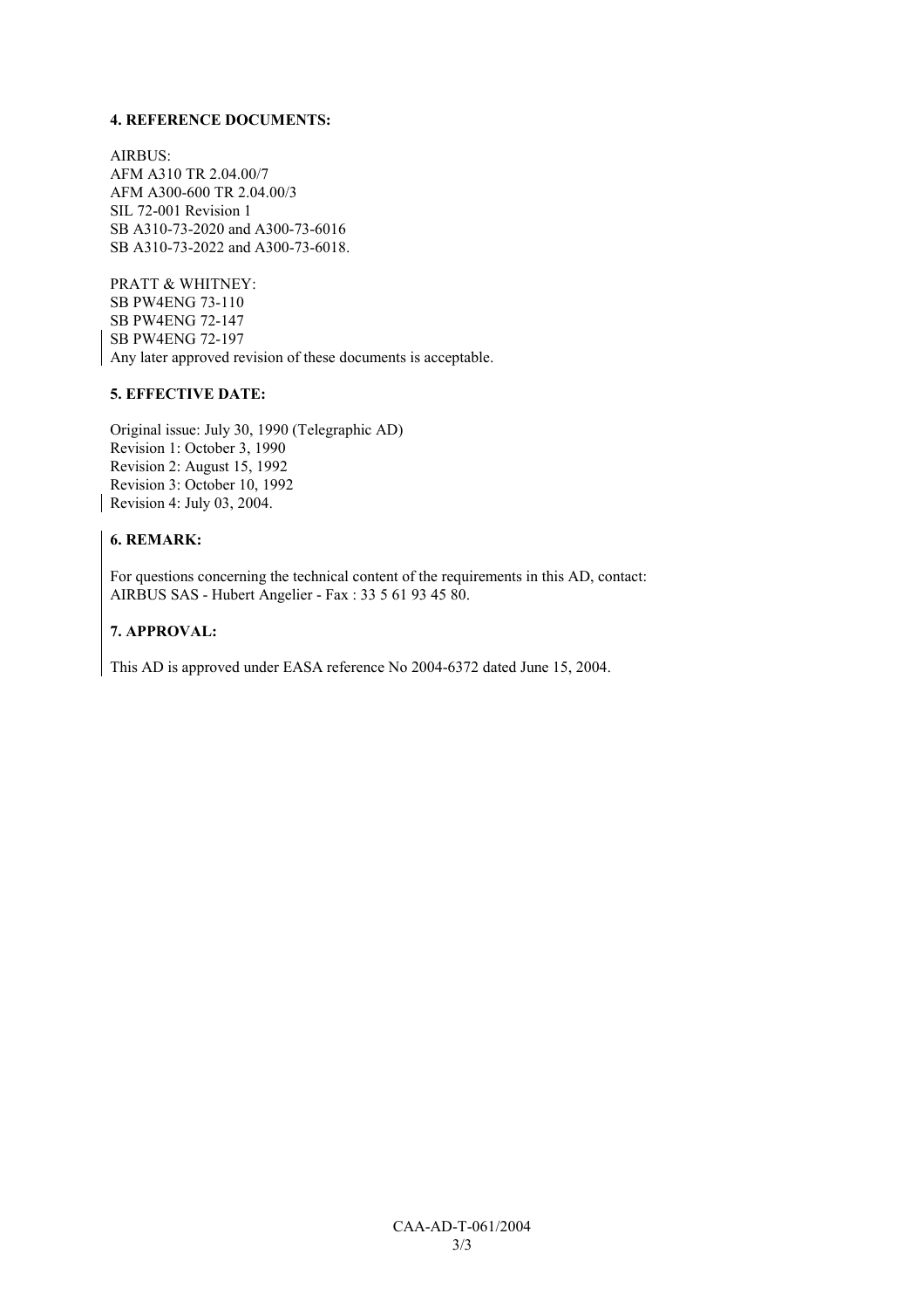#### 4. REFERENCE DOCUMENTS:

AIRBUS:
AFM A310 TR 2.04.00/7
AFM A300-600 TR 2.04.00/3
SIL 72-001 Revision 1
SB A310-73-2020 and A300-73-6016
SB A310-73-2022 and A300-73-6018.

PRATT & WHITNEY:
SB PW4ENG 73-110
SB PW4ENG 72-147
SB PW4ENG 72-197
Any later approved revision of these documents is acceptable.

#### 5. EFFECTIVE DATE:

Original issue: July 30, 1990 (Telegraphic AD)
Revision 1: October 3, 1990
Revision 2: August 15, 1992
Revision 3: October 10, 1992
Revision 4: July 03, 2004.

#### 6. REMARK:

For questions concerning the technical content of the requirements in this AD, contact:
AIRBUS SAS - Hubert Angelier - Fax : 33 5 61 93 45 80.

#### 7. APPROVAL:

This AD is approved under EASA reference No 2004-6372 dated June 15, 2004.

CAA-AD-T-061/2004